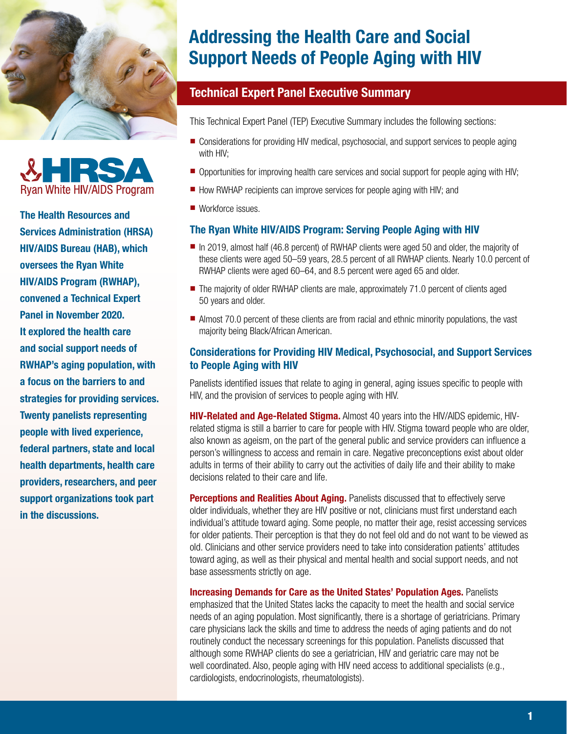# Addressing the Health Care and Social Support Needs of People Aging with HIV

HRSA Ryan White HIV/AIDS Program

**The Health Resources and Services Administration (HRSA) HIV/AIDS Bureau (HAB), which oversees the Ryan White HIV/AIDS Program (RWHAP), convened a Technical Expert Panel in November 2020. It explored the health care and social support needs of RWHAP's aging population, with a focus on the barriers to and strategies for providing services. Twenty panelists representing people with lived experience, federal partners, state and local health departments, health care providers, researchers, and peer support organizations took part in the discussions.**

## Technical Expert Panel Executive Summary

This Technical Expert Panel (TEP) Executive Summary includes the following sections:

- Considerations for providing HIV medical, psychosocial, and support services to people aging with HIV;
- Opportunities for improving health care services and social support for people aging with HIV;
- How RWHAP recipients can improve services for people aging with HIV; and
- Workforce issues.

### The Ryan White HIV/AIDS Program: Serving People Aging with HIV

- In 2019, almost half (46.8 percent) of RWHAP clients were aged 50 and older, the majority of these clients were aged 50–59 years, 28.5 percent of all RWHAP clients. Nearly 10.0 percent of RWHAP clients were aged 60–64, and 8.5 percent were aged 65 and older.
- The majority of older RWHAP clients are male, approximately 71.0 percent of clients aged 50 years and older.
- Almost 70.0 percent of these clients are from racial and ethnic minority populations, the vast majority being Black/African American.

### Considerations for Providing HIV Medical, Psychosocial, and Support Services to People Aging with HIV

Panelists identified issues that relate to aging in general, aging issues specific to people with HIV, and the provision of services to people aging with HIV.

**HIV-Related and Age-Related Stigma.** Almost 40 years into the HIV/AIDS epidemic, HIV-related stigma is still a barrier to care for people with HIV. Stigma toward people who are older, also known as ageism, on the part of the general public and service providers can influence a person's willingness to access and remain in care. Negative preconceptions exist about older adults in terms of their ability to carry out the activities of daily life and their ability to make decisions related to their care and life.

**Perceptions and Realities About Aging.** Panelists discussed that to effectively serve older individuals, whether they are HIV positive or not, clinicians must first understand each individual's attitude toward aging. Some people, no matter their age, resist accessing services for older patients. Their perception is that they do not feel old and do not want to be viewed as old. Clinicians and other service providers need to take into consideration patients' attitudes toward aging, as well as their physical and mental health and social support needs, and not base assessments strictly on age.

**Increasing Demands for Care as the United States' Population Ages.** Panelists emphasized that the United States lacks the capacity to meet the health and social service needs of an aging population. Most significantly, there is a shortage of geriatricians. Primary care physicians lack the skills and time to address the needs of aging patients and do not routinely conduct the necessary screenings for this population. Panelists discussed that although some RWHAP clients do see a geriatrician, HIV and geriatric care may not be well coordinated. Also, people aging with HIV need access to additional specialists (e.g., cardiologists, endocrinologists, rheumatologists).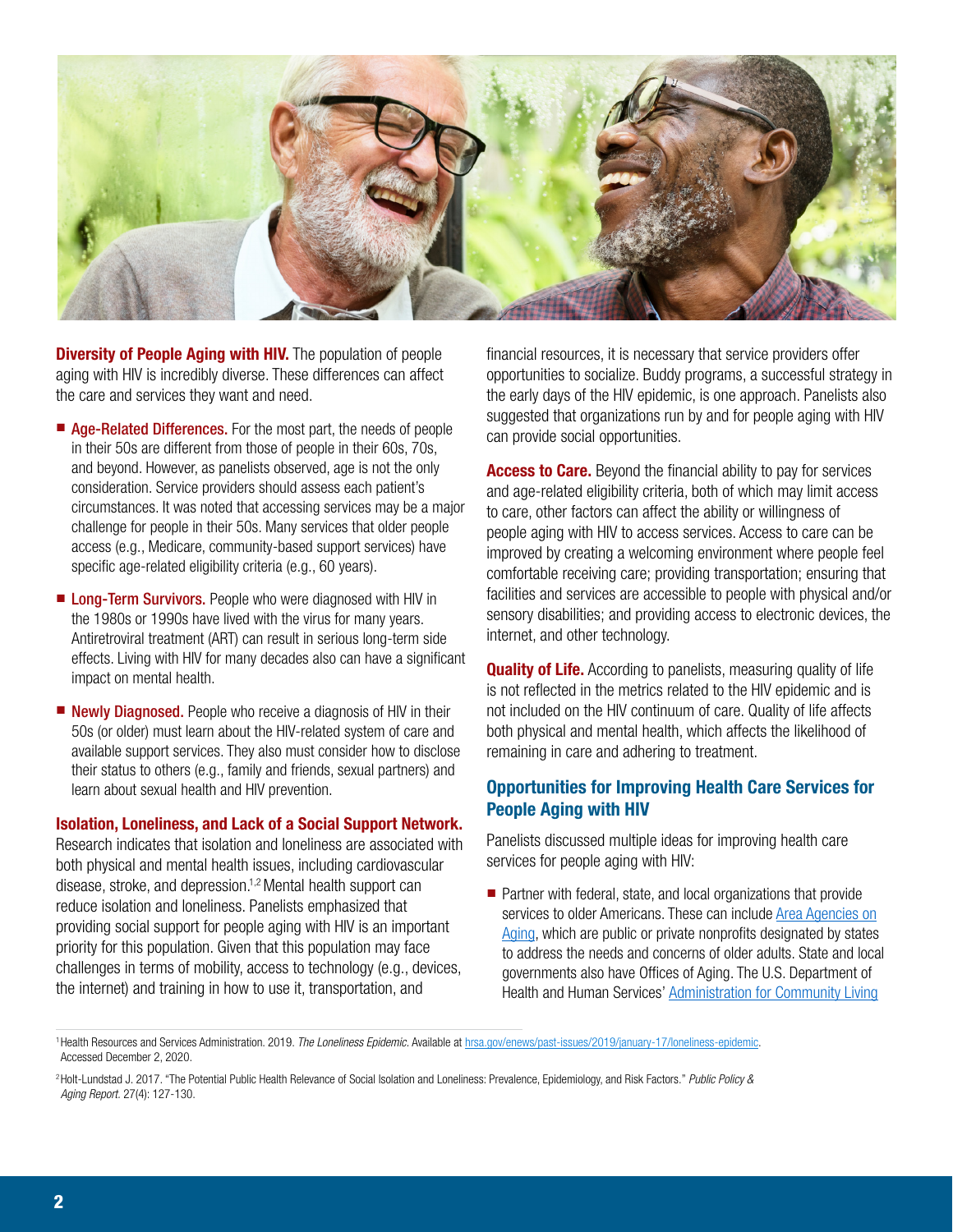**Diversity of People Aging with HIV.** The population of people aging with HIV is incredibly diverse. These differences can affect the care and services they want and need.

- **Age-Related Differences.** For the most part, the needs of people in their 50s are different from those of people in their 60s, 70s, and beyond. However, as panelists observed, age is not the only consideration. Service providers should assess each patient's circumstances. It was noted that accessing services may be a major challenge for people in their 50s. Many services that older people access (e.g., Medicare, community-based support services) have specific age-related eligibility criteria (e.g., 60 years).
- **Long-Term Survivors.** People who were diagnosed with HIV in the 1980s or 1990s have lived with the virus for many years. Antiretroviral treatment (ART) can result in serious long-term side effects. Living with HIV for many decades also can have a significant impact on mental health.
- **Newly Diagnosed.** People who receive a diagnosis of HIV in their 50s (or older) must learn about the HIV-related system of care and available support services. They also must consider how to disclose their status to others (e.g., family and friends, sexual partners) and learn about sexual health and HIV prevention.

**Isolation, Loneliness, and Lack of a Social Support Network.** Research indicates that isolation and loneliness are associated with both physical and mental health issues, including cardiovascular disease, stroke, and depression.[1,2] Mental health support can reduce isolation and loneliness. Panelists emphasized that providing social support for people aging with HIV is an important priority for this population. Given that this population may face challenges in terms of mobility, access to technology (e.g., devices, the internet) and training in how to use it, transportation, and financial resources, it is necessary that service providers offer opportunities to socialize. Buddy programs, a successful strategy in the early days of the HIV epidemic, is one approach. Panelists also suggested that organizations run by and for people aging with HIV can provide social opportunities.

**Access to Care.** Beyond the financial ability to pay for services and age-related eligibility criteria, both of which may limit access to care, other factors can affect the ability or willingness of people aging with HIV to access services. Access to care can be improved by creating a welcoming environment where people feel comfortable receiving care; providing transportation; ensuring that facilities and services are accessible to people with physical and/or sensory disabilities; and providing access to electronic devices, the internet, and other technology.

**Quality of Life.** According to panelists, measuring quality of life is not reflected in the metrics related to the HIV epidemic and is not included on the HIV continuum of care. Quality of life affects both physical and mental health, which affects the likelihood of remaining in care and adhering to treatment.

## Opportunities for Improving Health Care Services for People Aging with HIV

Panelists discussed multiple ideas for improving health care services for people aging with HIV:

- Partner with federal, state, and local organizations that provide services to older Americans. These can include Area Agencies on Aging, which are public or private nonprofits designated by states to address the needs and concerns of older adults. State and local governments also have Offices of Aging. The U.S. Department of Health and Human Services' Administration for Community Living

[1] Health Resources and Services Administration. 2019. *The Loneliness Epidemic.* Available at hrsa.gov/enews/past-issues/2019/january-17/loneliness-epidemic. Accessed December 2, 2020.

[2] Holt-Lundstad J. 2017. "The Potential Public Health Relevance of Social Isolation and Loneliness: Prevalence, Epidemiology, and Risk Factors." *Public Policy & Aging Report.* 27(4): 127-130.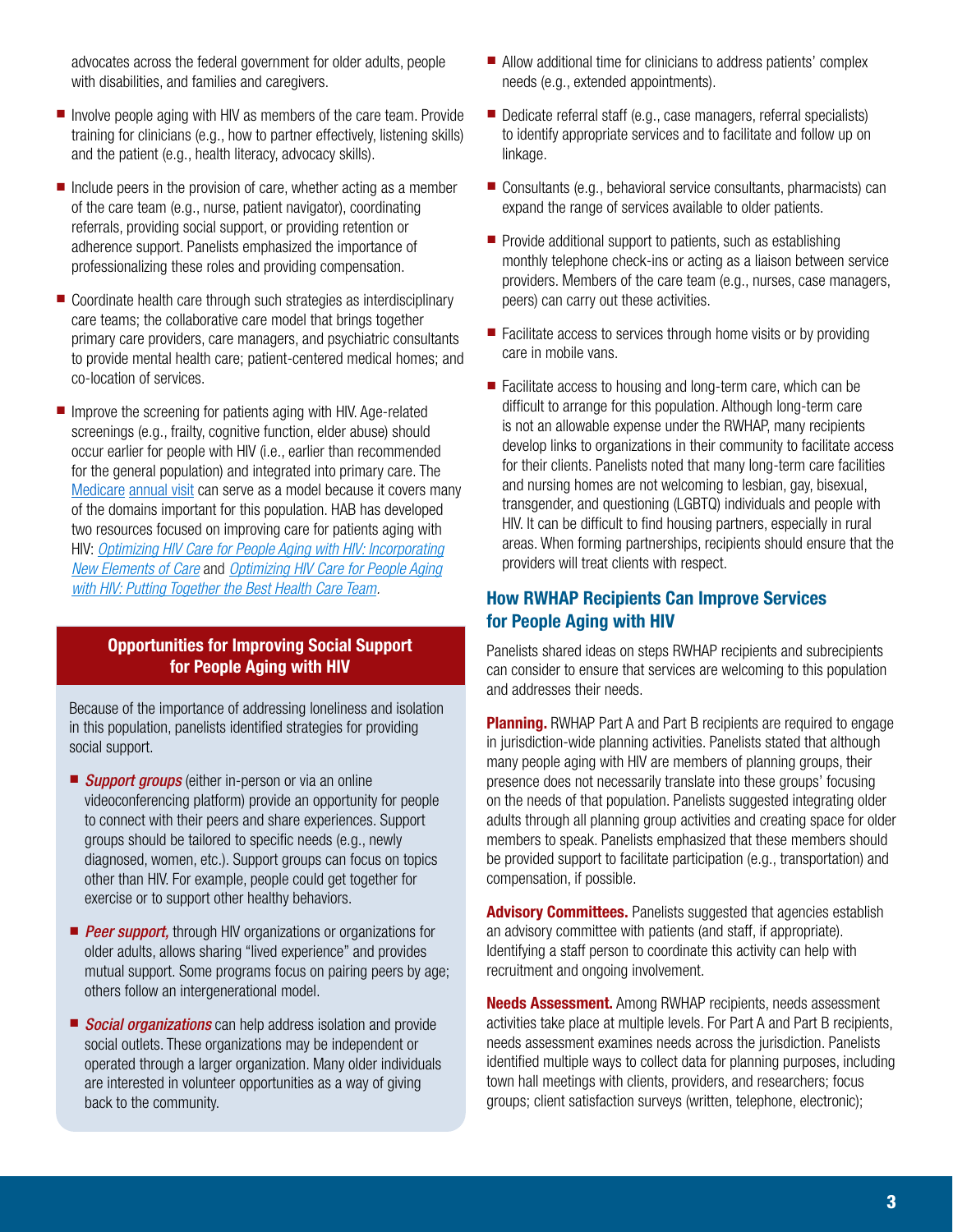advocates across the federal government for older adults, people with disabilities, and families and caregivers.

- Involve people aging with HIV as members of the care team. Provide training for clinicians (e.g., how to partner effectively, listening skills) and the patient (e.g., health literacy, advocacy skills).
- Include peers in the provision of care, whether acting as a member of the care team (e.g., nurse, patient navigator), coordinating referrals, providing social support, or providing retention or adherence support. Panelists emphasized the importance of professionalizing these roles and providing compensation.
- Coordinate health care through such strategies as interdisciplinary care teams; the collaborative care model that brings together primary care providers, care managers, and psychiatric consultants to provide mental health care; patient-centered medical homes; and co-location of services.
- Improve the screening for patients aging with HIV. Age-related screenings (e.g., frailty, cognitive function, elder abuse) should occur earlier for people with HIV (i.e., earlier than recommended for the general population) and integrated into primary care. The Medicare annual visit can serve as a model because it covers many of the domains important for this population. HAB has developed two resources focused on improving care for patients aging with HIV: *Optimizing HIV Care for People Aging with HIV: Incorporating New Elements of Care* and *Optimizing HIV Care for People Aging with HIV: Putting Together the Best Health Care Team*.

### Opportunities for Improving Social Support for People Aging with HIV

Because of the importance of addressing loneliness and isolation in this population, panelists identified strategies for providing social support.

- ***Support groups*** (either in-person or via an online videoconferencing platform) provide an opportunity for people to connect with their peers and share experiences. Support groups should be tailored to specific needs (e.g., newly diagnosed, women, etc.). Support groups can focus on topics other than HIV. For example, people could get together for exercise or to support other healthy behaviors.
- ***Peer support,*** through HIV organizations or organizations for older adults, allows sharing "lived experience" and provides mutual support. Some programs focus on pairing peers by age; others follow an intergenerational model.
- ***Social organizations*** can help address isolation and provide social outlets. These organizations may be independent or operated through a larger organization. Many older individuals are interested in volunteer opportunities as a way of giving back to the community.

- Allow additional time for clinicians to address patients' complex needs (e.g., extended appointments).
- Dedicate referral staff (e.g., case managers, referral specialists) to identify appropriate services and to facilitate and follow up on linkage.
- Consultants (e.g., behavioral service consultants, pharmacists) can expand the range of services available to older patients.
- Provide additional support to patients, such as establishing monthly telephone check-ins or acting as a liaison between service providers. Members of the care team (e.g., nurses, case managers, peers) can carry out these activities.
- Facilitate access to services through home visits or by providing care in mobile vans.
- Facilitate access to housing and long-term care, which can be difficult to arrange for this population. Although long-term care is not an allowable expense under the RWHAP, many recipients develop links to organizations in their community to facilitate access for their clients. Panelists noted that many long-term care facilities and nursing homes are not welcoming to lesbian, gay, bisexual, transgender, and questioning (LGBTQ) individuals and people with HIV. It can be difficult to find housing partners, especially in rural areas. When forming partnerships, recipients should ensure that the providers will treat clients with respect.

## How RWHAP Recipients Can Improve Services for People Aging with HIV

Panelists shared ideas on steps RWHAP recipients and subrecipients can consider to ensure that services are welcoming to this population and addresses their needs.

**Planning.** RWHAP Part A and Part B recipients are required to engage in jurisdiction-wide planning activities. Panelists stated that although many people aging with HIV are members of planning groups, their presence does not necessarily translate into these groups' focusing on the needs of that population. Panelists suggested integrating older adults through all planning group activities and creating space for older members to speak. Panelists emphasized that these members should be provided support to facilitate participation (e.g., transportation) and compensation, if possible.

**Advisory Committees.** Panelists suggested that agencies establish an advisory committee with patients (and staff, if appropriate). Identifying a staff person to coordinate this activity can help with recruitment and ongoing involvement.

**Needs Assessment.** Among RWHAP recipients, needs assessment activities take place at multiple levels. For Part A and Part B recipients, needs assessment examines needs across the jurisdiction. Panelists identified multiple ways to collect data for planning purposes, including town hall meetings with clients, providers, and researchers; focus groups; client satisfaction surveys (written, telephone, electronic);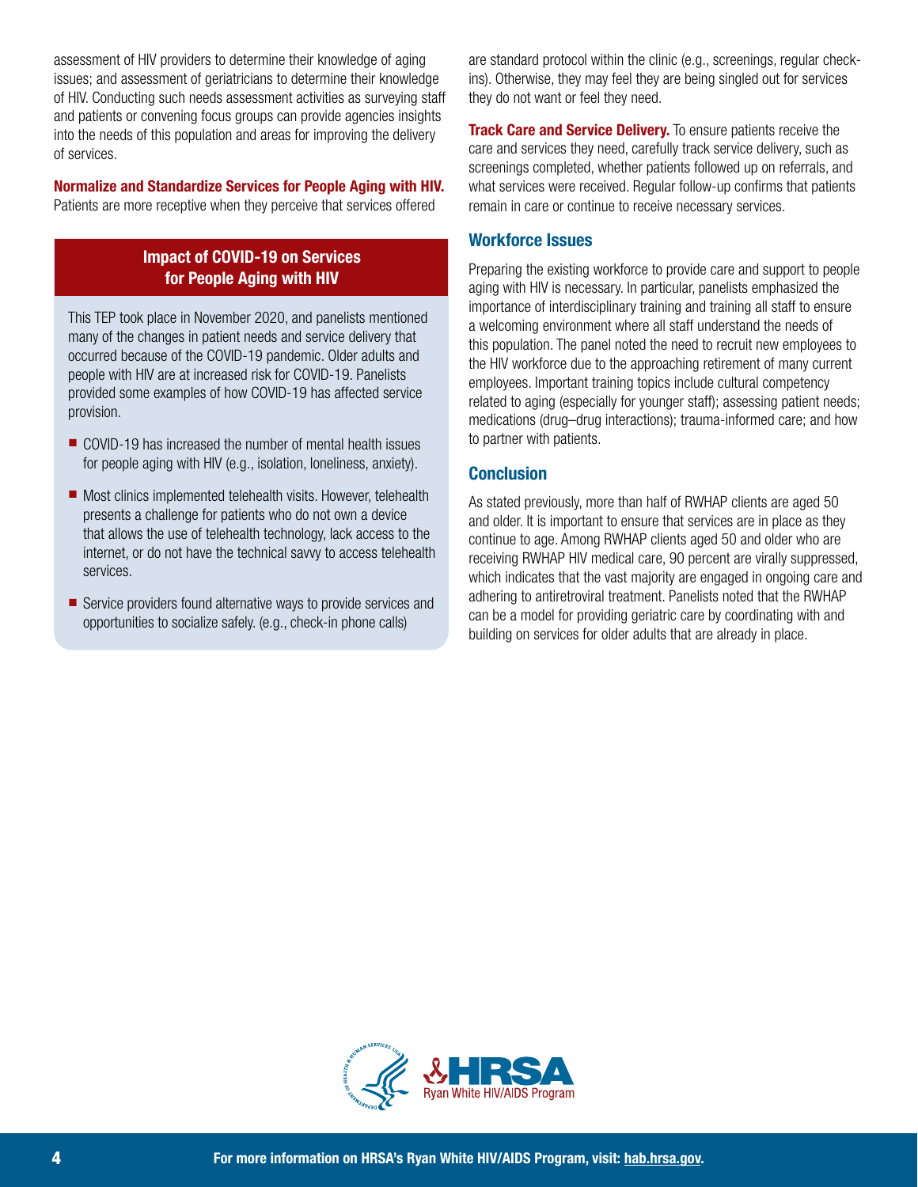assessment of HIV providers to determine their knowledge of aging issues; and assessment of geriatricians to determine their knowledge of HIV. Conducting such needs assessment activities as surveying staff and patients or convening focus groups can provide agencies insights into the needs of this population and areas for improving the delivery of services.

**Normalize and Standardize Services for People Aging with HIV.** Patients are more receptive when they perceive that services offered are standard protocol within the clinic (e.g., screenings, regular check-ins). Otherwise, they may feel they are being singled out for services they do not want or feel they need.

**Track Care and Service Delivery.** To ensure patients receive the care and services they need, carefully track service delivery, such as screenings completed, whether patients followed up on referrals, and what services were received. Regular follow-up confirms that patients remain in care or continue to receive necessary services.

### Impact of COVID-19 on Services for People Aging with HIV

This TEP took place in November 2020, and panelists mentioned many of the changes in patient needs and service delivery that occurred because of the COVID-19 pandemic. Older adults and people with HIV are at increased risk for COVID-19. Panelists provided some examples of how COVID-19 has affected service provision.

- COVID-19 has increased the number of mental health issues for people aging with HIV (e.g., isolation, loneliness, anxiety).
- Most clinics implemented telehealth visits. However, telehealth presents a challenge for patients who do not own a device that allows the use of telehealth technology, lack access to the internet, or do not have the technical savvy to access telehealth services.
- Service providers found alternative ways to provide services and opportunities to socialize safely. (e.g., check-in phone calls)

## Workforce Issues

Preparing the existing workforce to provide care and support to people aging with HIV is necessary. In particular, panelists emphasized the importance of interdisciplinary training and training all staff to ensure a welcoming environment where all staff understand the needs of this population. The panel noted the need to recruit new employees to the HIV workforce due to the approaching retirement of many current employees. Important training topics include cultural competency related to aging (especially for younger staff); assessing patient needs; medications (drug–drug interactions); trauma-informed care; and how to partner with patients.

## Conclusion

As stated previously, more than half of RWHAP clients are aged 50 and older. It is important to ensure that services are in place as they continue to age. Among RWHAP clients aged 50 and older who are receiving RWHAP HIV medical care, 90 percent are virally suppressed, which indicates that the vast majority are engaged in ongoing care and adhering to antiretroviral treatment. Panelists noted that the RWHAP can be a model for providing geriatric care by coordinating with and building on services for older adults that are already in place.

HRSA Ryan White HIV/AIDS Program

For more information on HRSA's Ryan White HIV/AIDS Program, visit: hab.hrsa.gov.